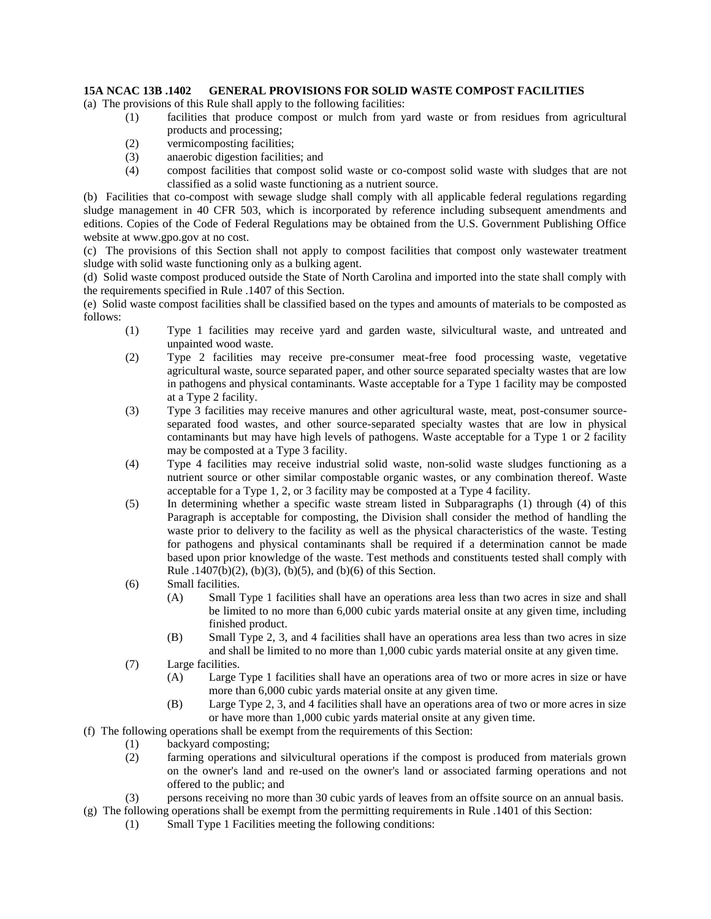**15A NCAC 13B .1402 GENERAL PROVISIONS FOR SOLID WASTE COMPOST FACILITIES**

(a) The provisions of this Rule shall apply to the following facilities:

- (1) facilities that produce compost or mulch from yard waste or from residues from agricultural products and processing;
- (2) vermicomposting facilities;
- (3) anaerobic digestion facilities; and
- (4) compost facilities that compost solid waste or co-compost solid waste with sludges that are not classified as a solid waste functioning as a nutrient source.

(b) Facilities that co-compost with sewage sludge shall comply with all applicable federal regulations regarding sludge management in 40 CFR 503, which is incorporated by reference including subsequent amendments and editions. Copies of the Code of Federal Regulations may be obtained from the U.S. Government Publishing Office website at www.gpo.gov at no cost.

(c) The provisions of this Section shall not apply to compost facilities that compost only wastewater treatment sludge with solid waste functioning only as a bulking agent.

(d) Solid waste compost produced outside the State of North Carolina and imported into the state shall comply with the requirements specified in Rule .1407 of this Section.

(e) Solid waste compost facilities shall be classified based on the types and amounts of materials to be composted as follows:

- (1) Type 1 facilities may receive yard and garden waste, silvicultural waste, and untreated and unpainted wood waste.
- (2) Type 2 facilities may receive pre-consumer meat-free food processing waste, vegetative agricultural waste, source separated paper, and other source separated specialty wastes that are low in pathogens and physical contaminants. Waste acceptable for a Type 1 facility may be composted at a Type 2 facility.
- (3) Type 3 facilities may receive manures and other agricultural waste, meat, post-consumer source-separated food wastes, and other source-separated specialty wastes that are low in physical contaminants but may have high levels of pathogens. Waste acceptable for a Type 1 or 2 facility may be composted at a Type 3 facility.
- (4) Type 4 facilities may receive industrial solid waste, non-solid waste sludges functioning as a nutrient source or other similar compostable organic wastes, or any combination thereof. Waste acceptable for a Type 1, 2, or 3 facility may be composted at a Type 4 facility.
- (5) In determining whether a specific waste stream listed in Subparagraphs (1) through (4) of this Paragraph is acceptable for composting, the Division shall consider the method of handling the waste prior to delivery to the facility as well as the physical characteristics of the waste. Testing for pathogens and physical contaminants shall be required if a determination cannot be made based upon prior knowledge of the waste. Test methods and constituents tested shall comply with Rule .1407(b)(2), (b)(3), (b)(5), and (b)(6) of this Section.
- (6) Small facilities.
  - (A) Small Type 1 facilities shall have an operations area less than two acres in size and shall be limited to no more than 6,000 cubic yards material onsite at any given time, including finished product.
  - (B) Small Type 2, 3, and 4 facilities shall have an operations area less than two acres in size and shall be limited to no more than 1,000 cubic yards material onsite at any given time.
- (7) Large facilities.
  - (A) Large Type 1 facilities shall have an operations area of two or more acres in size or have more than 6,000 cubic yards material onsite at any given time.
  - (B) Large Type 2, 3, and 4 facilities shall have an operations area of two or more acres in size or have more than 1,000 cubic yards material onsite at any given time.

(f) The following operations shall be exempt from the requirements of this Section:

- (1) backyard composting;
- (2) farming operations and silvicultural operations if the compost is produced from materials grown on the owner's land and re-used on the owner's land or associated farming operations and not offered to the public; and
- (3) persons receiving no more than 30 cubic yards of leaves from an offsite source on an annual basis.

(g) The following operations shall be exempt from the permitting requirements in Rule .1401 of this Section:

- (1) Small Type 1 Facilities meeting the following conditions: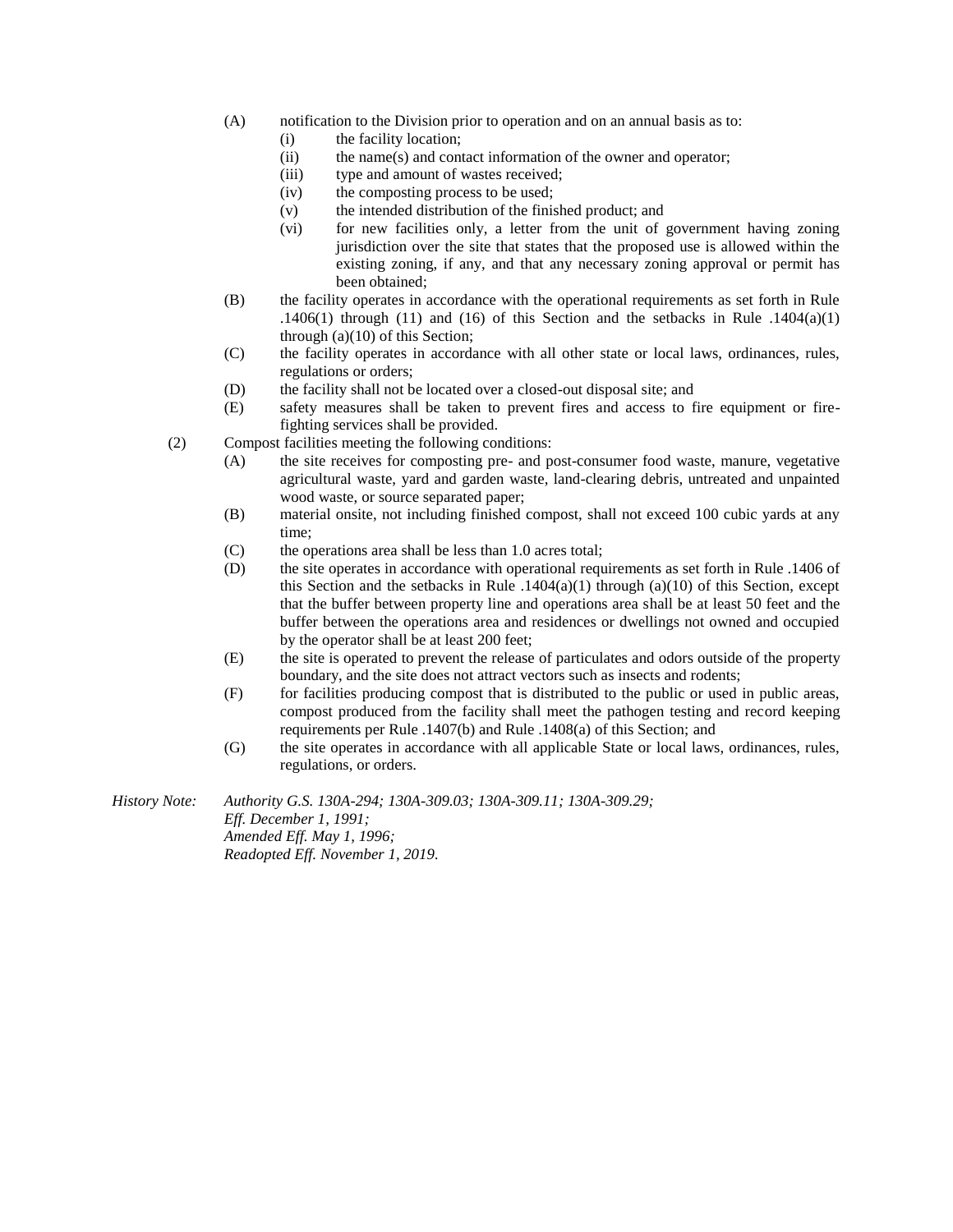(A) notification to the Division prior to operation and on an annual basis as to:
   - (i) the facility location;
   - (ii) the name(s) and contact information of the owner and operator;
   - (iii) type and amount of wastes received;
   - (iv) the composting process to be used;
   - (v) the intended distribution of the finished product; and
   - (vi) for new facilities only, a letter from the unit of government having zoning jurisdiction over the site that states that the proposed use is allowed within the existing zoning, if any, and that any necessary zoning approval or permit has been obtained;

(B) the facility operates in accordance with the operational requirements as set forth in Rule .1406(1) through (11) and (16) of this Section and the setbacks in Rule .1404(a)(1) through (a)(10) of this Section;

(C) the facility operates in accordance with all other state or local laws, ordinances, rules, regulations or orders;

(D) the facility shall not be located over a closed-out disposal site; and

(E) safety measures shall be taken to prevent fires and access to fire equipment or fire-fighting services shall be provided.

(2) Compost facilities meeting the following conditions:

(A) the site receives for composting pre- and post-consumer food waste, manure, vegetative agricultural waste, yard and garden waste, land-clearing debris, untreated and unpainted wood waste, or source separated paper;

(B) material onsite, not including finished compost, shall not exceed 100 cubic yards at any time;

(C) the operations area shall be less than 1.0 acres total;

(D) the site operates in accordance with operational requirements as set forth in Rule .1406 of this Section and the setbacks in Rule .1404(a)(1) through (a)(10) of this Section, except that the buffer between property line and operations area shall be at least 50 feet and the buffer between the operations area and residences or dwellings not owned and occupied by the operator shall be at least 200 feet;

(E) the site is operated to prevent the release of particulates and odors outside of the property boundary, and the site does not attract vectors such as insects and rodents;

(F) for facilities producing compost that is distributed to the public or used in public areas, compost produced from the facility shall meet the pathogen testing and record keeping requirements per Rule .1407(b) and Rule .1408(a) of this Section; and

(G) the site operates in accordance with all applicable State or local laws, ordinances, rules, regulations, or orders.

*History Note: Authority G.S. 130A-294; 130A-309.03; 130A-309.11; 130A-309.29;*
*Eff. December 1, 1991;*
*Amended Eff. May 1, 1996;*
*Readopted Eff. November 1, 2019.*